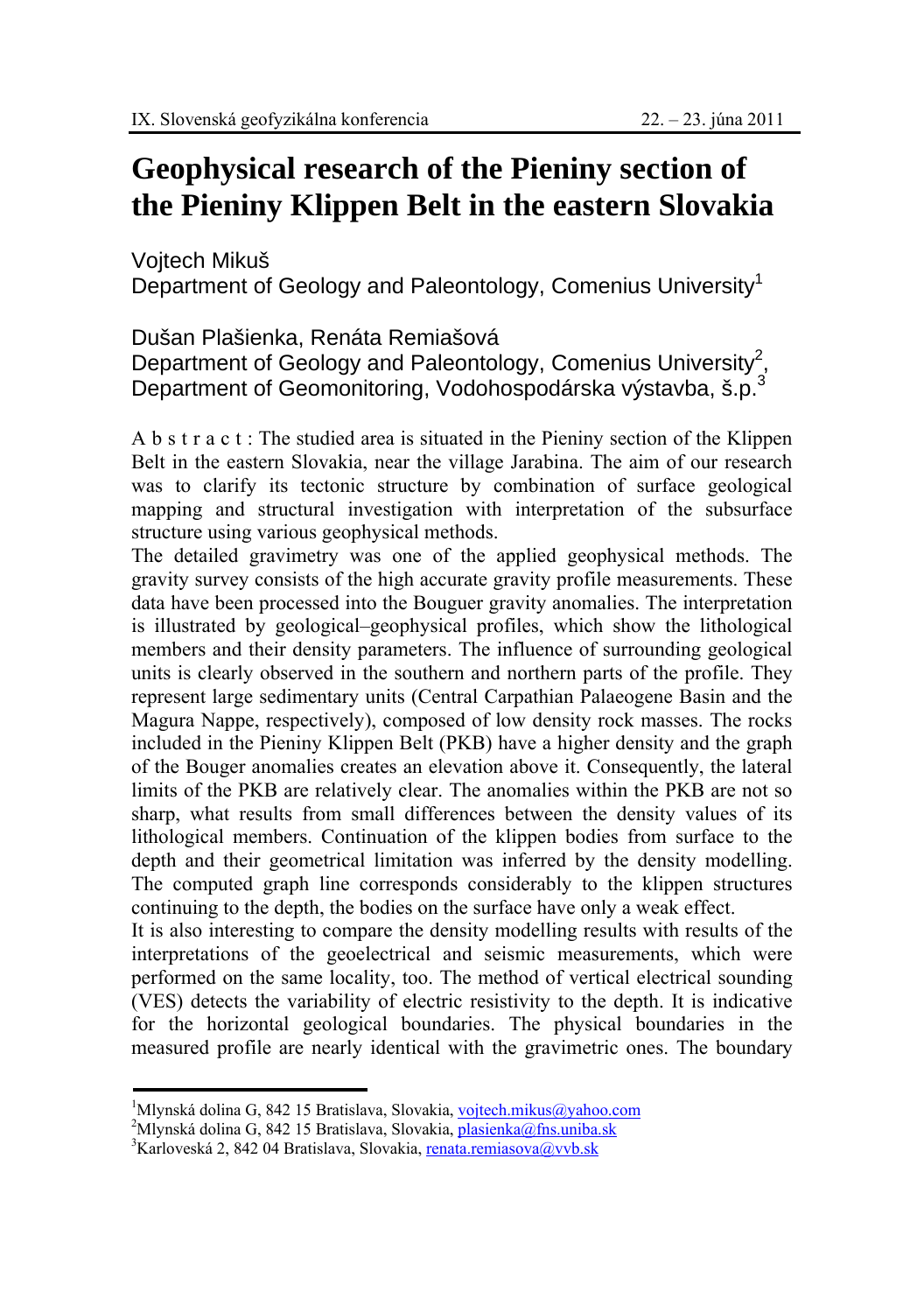# Geophysical research of the Pieniny section of the Pieniny Klippen Belt in the eastern Slovakia

Vojtech Mikuš
Department of Geology and Paleontology, Comenius University[1]

Dušan Plašienka, Renáta Remiašová
Department of Geology and Paleontology, Comenius University[2],
Department of Geomonitoring, Vodohospodárska výstavba, š.p.[3]

A b s t r a c t : The studied area is situated in the Pieniny section of the Klippen Belt in the eastern Slovakia, near the village Jarabina. The aim of our research was to clarify its tectonic structure by combination of surface geological mapping and structural investigation with interpretation of the subsurface structure using various geophysical methods.

The detailed gravimetry was one of the applied geophysical methods. The gravity survey consists of the high accurate gravity profile measurements. These data have been processed into the Bouguer gravity anomalies. The interpretation is illustrated by geological–geophysical profiles, which show the lithological members and their density parameters. The influence of surrounding geological units is clearly observed in the southern and northern parts of the profile. They represent large sedimentary units (Central Carpathian Palaeogene Basin and the Magura Nappe, respectively), composed of low density rock masses. The rocks included in the Pieniny Klippen Belt (PKB) have a higher density and the graph of the Bouger anomalies creates an elevation above it. Consequently, the lateral limits of the PKB are relatively clear. The anomalies within the PKB are not so sharp, what results from small differences between the density values of its lithological members. Continuation of the klippen bodies from surface to the depth and their geometrical limitation was inferred by the density modelling. The computed graph line corresponds considerably to the klippen structures continuing to the depth, the bodies on the surface have only a weak effect.

It is also interesting to compare the density modelling results with results of the interpretations of the geoelectrical and seismic measurements, which were performed on the same locality, too. The method of vertical electrical sounding (VES) detects the variability of electric resistivity to the depth. It is indicative for the horizontal geological boundaries. The physical boundaries in the measured profile are nearly identical with the gravimetric ones. The boundary

---

[1]Mlynská dolina G, 842 15 Bratislava, Slovakia, vojtech.mikus@yahoo.com
[2]Mlynská dolina G, 842 15 Bratislava, Slovakia, plasienka@fns.uniba.sk
[3]Karloveská 2, 842 04 Bratislava, Slovakia, renata.remiasova@vvb.sk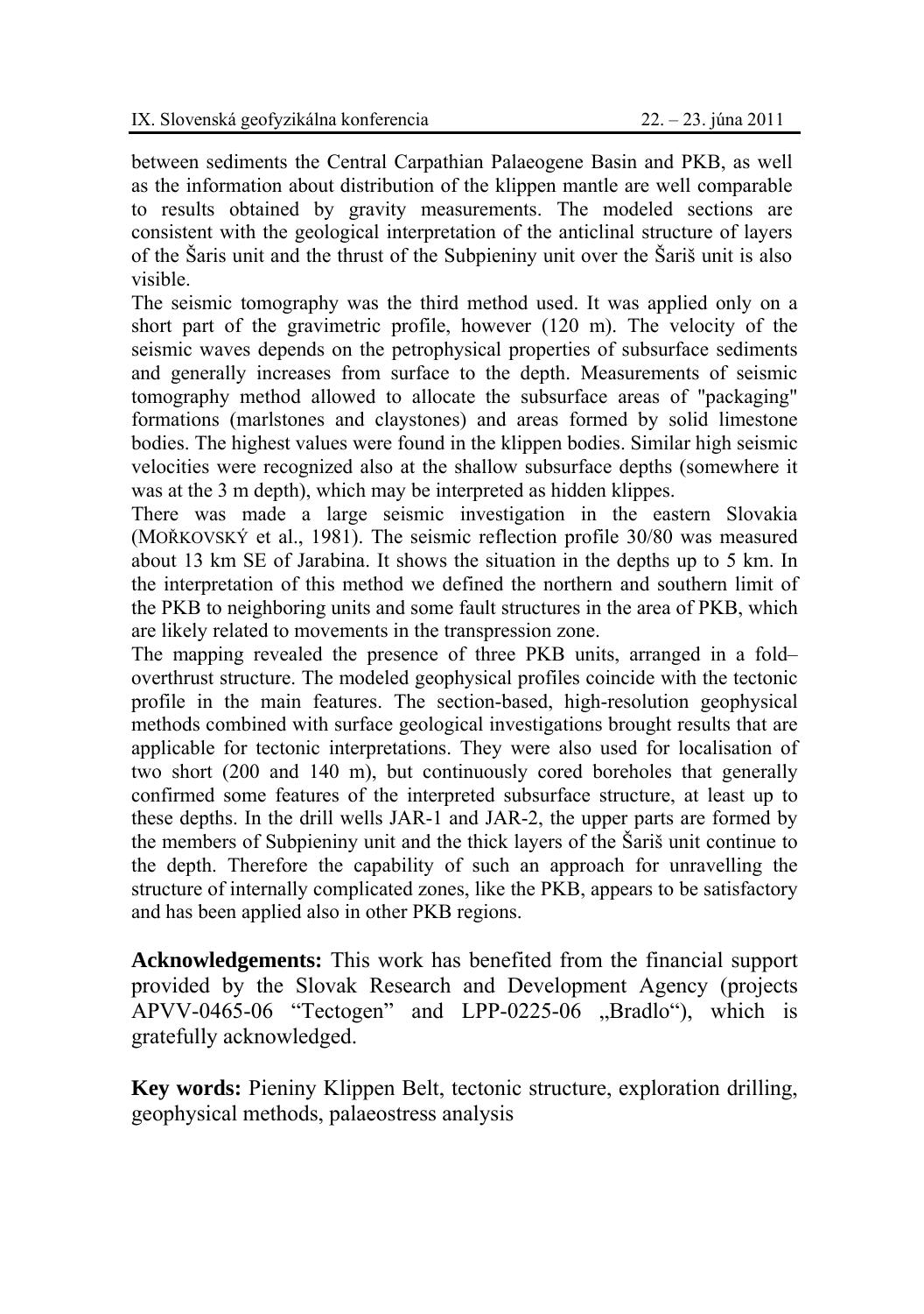between sediments the Central Carpathian Palaeogene Basin and PKB, as well as the information about distribution of the klippen mantle are well comparable to results obtained by gravity measurements. The modeled sections are consistent with the geological interpretation of the anticlinal structure of layers of the Šaris unit and the thrust of the Subpieniny unit over the Šariš unit is also visible.

The seismic tomography was the third method used. It was applied only on a short part of the gravimetric profile, however (120 m). The velocity of the seismic waves depends on the petrophysical properties of subsurface sediments and generally increases from surface to the depth. Measurements of seismic tomography method allowed to allocate the subsurface areas of "packaging" formations (marlstones and claystones) and areas formed by solid limestone bodies. The highest values were found in the klippen bodies. Similar high seismic velocities were recognized also at the shallow subsurface depths (somewhere it was at the 3 m depth), which may be interpreted as hidden klippes.

There was made a large seismic investigation in the eastern Slovakia (MOŘKOVSKÝ et al., 1981). The seismic reflection profile 30/80 was measured about 13 km SE of Jarabina. It shows the situation in the depths up to 5 km. In the interpretation of this method we defined the northern and southern limit of the PKB to neighboring units and some fault structures in the area of PKB, which are likely related to movements in the transpression zone.

The mapping revealed the presence of three PKB units, arranged in a fold–overthrust structure. The modeled geophysical profiles coincide with the tectonic profile in the main features. The section-based, high-resolution geophysical methods combined with surface geological investigations brought results that are applicable for tectonic interpretations. They were also used for localisation of two short (200 and 140 m), but continuously cored boreholes that generally confirmed some features of the interpreted subsurface structure, at least up to these depths. In the drill wells JAR-1 and JAR-2, the upper parts are formed by the members of Subpieniny unit and the thick layers of the Šariš unit continue to the depth. Therefore the capability of such an approach for unravelling the structure of internally complicated zones, like the PKB, appears to be satisfactory and has been applied also in other PKB regions.

**Acknowledgements:** This work has benefited from the financial support provided by the Slovak Research and Development Agency (projects APVV-0465-06 "Tectogen" and LPP-0225-06 „Bradlo"), which is gratefully acknowledged.

**Key words:** Pieniny Klippen Belt, tectonic structure, exploration drilling, geophysical methods, palaeostress analysis